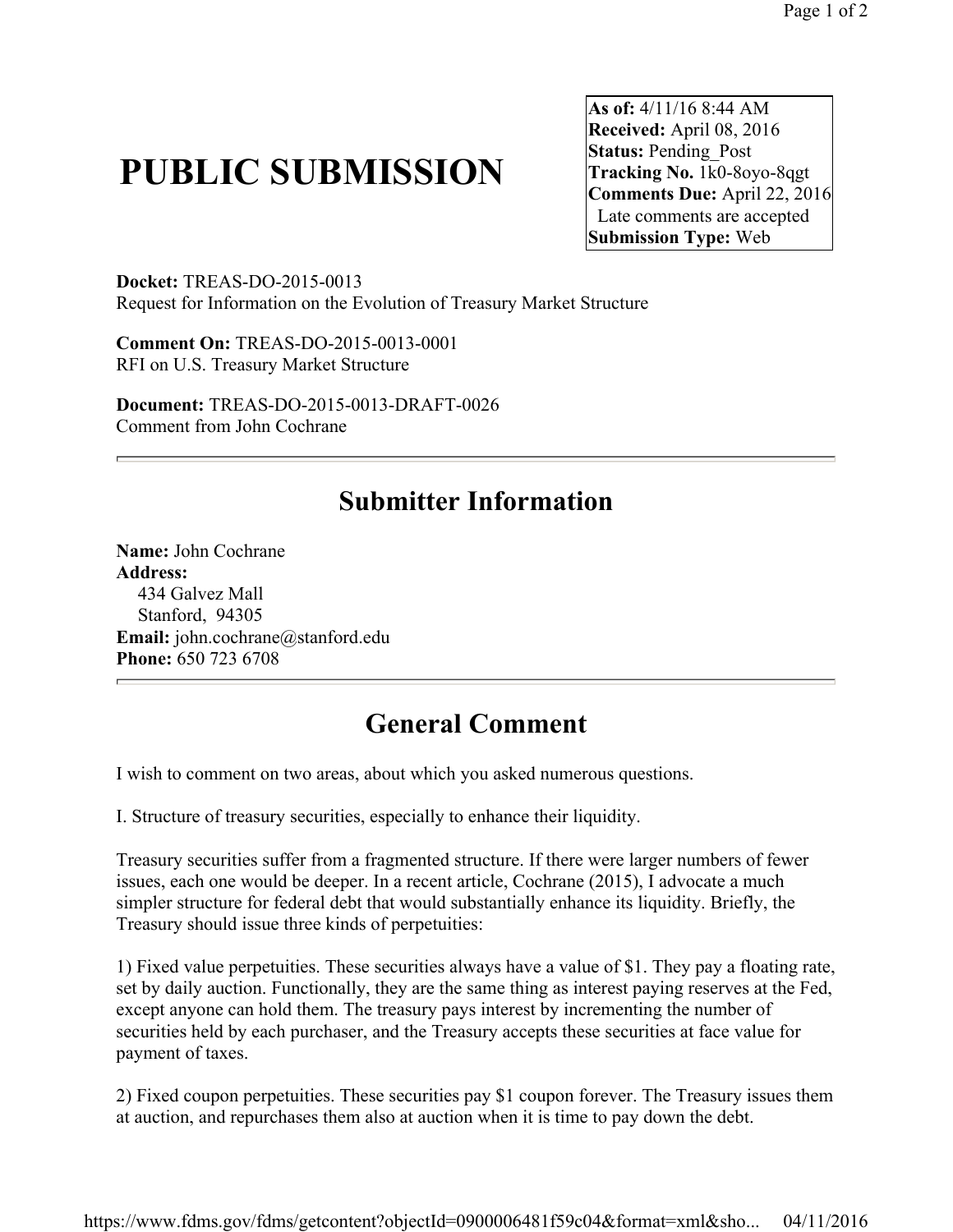# PUBLIC SUBMISSION

**As of:** 4/11/16 8:44 AM
**Received:** April 08, 2016
**Status:** Pending_Post
**Tracking No.** 1k0-8oyo-8qgt
**Comments Due:** April 22, 2016
Late comments are accepted
**Submission Type:** Web

**Docket:** TREAS-DO-2015-0013
Request for Information on the Evolution of Treasury Market Structure

**Comment On:** TREAS-DO-2015-0013-0001
RFI on U.S. Treasury Market Structure

**Document:** TREAS-DO-2015-0013-DRAFT-0026
Comment from John Cochrane

---

## Submitter Information

**Name:** John Cochrane
**Address:**
434 Galvez Mall
Stanford, 94305
**Email:** john.cochrane@stanford.edu
**Phone:** 650 723 6708

---

## General Comment

I wish to comment on two areas, about which you asked numerous questions.

I. Structure of treasury securities, especially to enhance their liquidity.

Treasury securities suffer from a fragmented structure. If there were larger numbers of fewer issues, each one would be deeper. In a recent article, Cochrane (2015), I advocate a much simpler structure for federal debt that would substantially enhance its liquidity. Briefly, the Treasury should issue three kinds of perpetuities:

1) Fixed value perpetuities. These securities always have a value of $1. They pay a floating rate, set by daily auction. Functionally, they are the same thing as interest paying reserves at the Fed, except anyone can hold them. The treasury pays interest by incrementing the number of securities held by each purchaser, and the Treasury accepts these securities at face value for payment of taxes.

2) Fixed coupon perpetuities. These securities pay $1 coupon forever. The Treasury issues them at auction, and repurchases them also at auction when it is time to pay down the debt.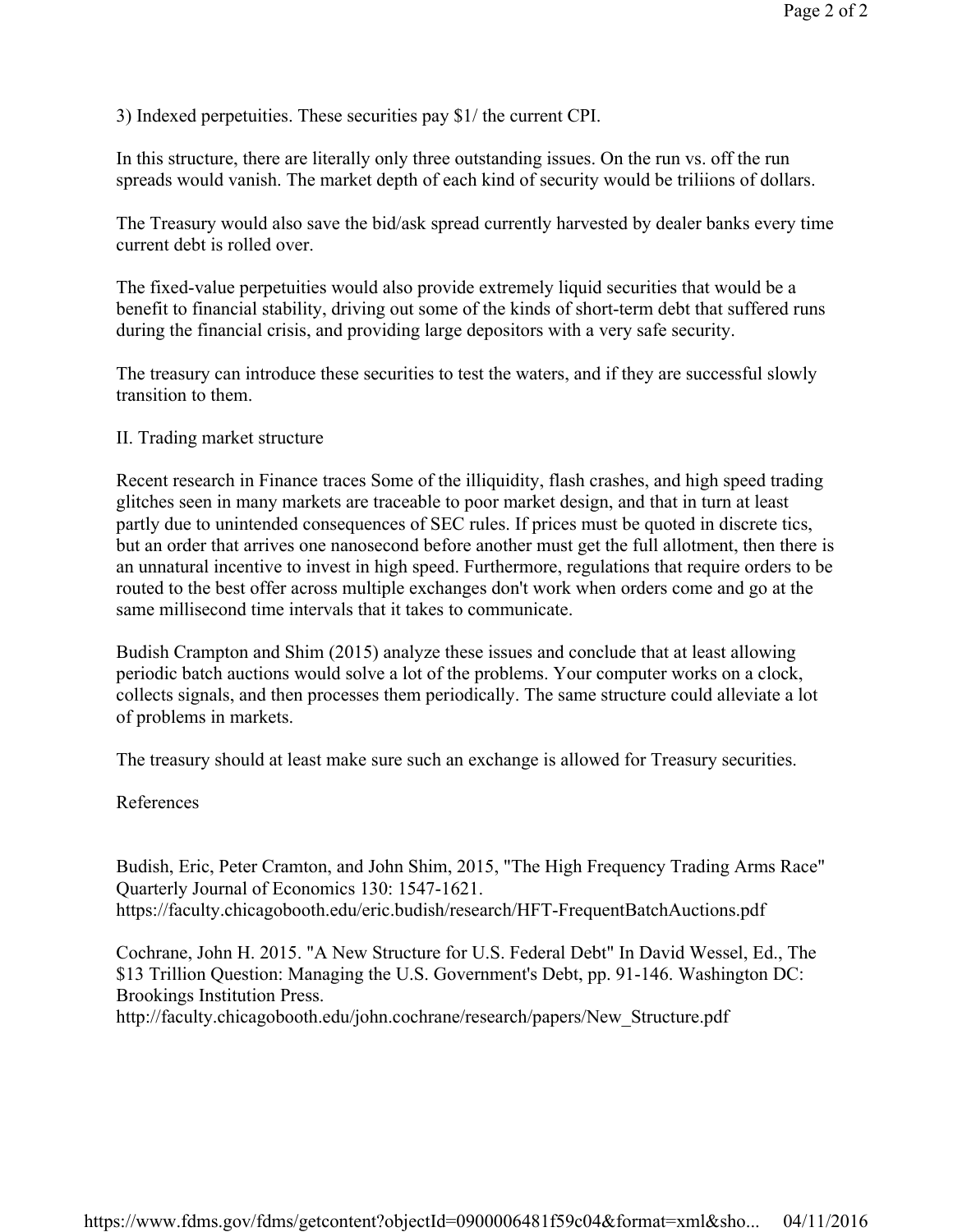3) Indexed perpetuities. These securities pay $1/ the current CPI.

In this structure, there are literally only three outstanding issues. On the run vs. off the run spreads would vanish. The market depth of each kind of security would be triliions of dollars.

The Treasury would also save the bid/ask spread currently harvested by dealer banks every time current debt is rolled over.

The fixed-value perpetuities would also provide extremely liquid securities that would be a benefit to financial stability, driving out some of the kinds of short-term debt that suffered runs during the financial crisis, and providing large depositors with a very safe security.

The treasury can introduce these securities to test the waters, and if they are successful slowly transition to them.

## II. Trading market structure

Recent research in Finance traces Some of the illiquidity, flash crashes, and high speed trading glitches seen in many markets are traceable to poor market design, and that in turn at least partly due to unintended consequences of SEC rules. If prices must be quoted in discrete tics, but an order that arrives one nanosecond before another must get the full allotment, then there is an unnatural incentive to invest in high speed. Furthermore, regulations that require orders to be routed to the best offer across multiple exchanges don't work when orders come and go at the same millisecond time intervals that it takes to communicate.

Budish Crampton and Shim (2015) analyze these issues and conclude that at least allowing periodic batch auctions would solve a lot of the problems. Your computer works on a clock, collects signals, and then processes them periodically. The same structure could alleviate a lot of problems in markets.

The treasury should at least make sure such an exchange is allowed for Treasury securities.

## References

Budish, Eric, Peter Cramton, and John Shim, 2015, "The High Frequency Trading Arms Race" Quarterly Journal of Economics 130: 1547-1621.
https://faculty.chicagobooth.edu/eric.budish/research/HFT-FrequentBatchAuctions.pdf

Cochrane, John H. 2015. "A New Structure for U.S. Federal Debt" In David Wessel, Ed., The $13 Trillion Question: Managing the U.S. Government's Debt, pp. 91-146. Washington DC: Brookings Institution Press.
http://faculty.chicagobooth.edu/john.cochrane/research/papers/New_Structure.pdf